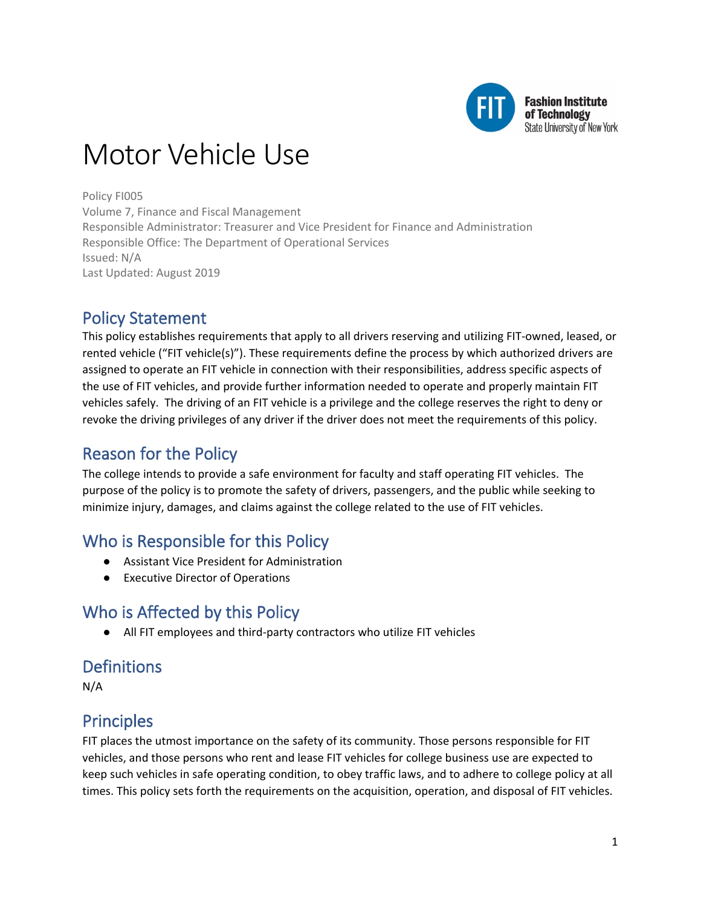# Motor Vehicle Use

Policy FI005
Volume 7, Finance and Fiscal Management
Responsible Administrator: Treasurer and Vice President for Finance and Administration
Responsible Office: The Department of Operational Services
Issued: N/A
Last Updated: August 2019

## Policy Statement

This policy establishes requirements that apply to all drivers reserving and utilizing FIT-owned, leased, or rented vehicle ("FIT vehicle(s)"). These requirements define the process by which authorized drivers are assigned to operate an FIT vehicle in connection with their responsibilities, address specific aspects of the use of FIT vehicles, and provide further information needed to operate and properly maintain FIT vehicles safely. The driving of an FIT vehicle is a privilege and the college reserves the right to deny or revoke the driving privileges of any driver if the driver does not meet the requirements of this policy.

## Reason for the Policy

The college intends to provide a safe environment for faculty and staff operating FIT vehicles. The purpose of the policy is to promote the safety of drivers, passengers, and the public while seeking to minimize injury, damages, and claims against the college related to the use of FIT vehicles.

## Who is Responsible for this Policy

- Assistant Vice President for Administration
- Executive Director of Operations

## Who is Affected by this Policy

- All FIT employees and third-party contractors who utilize FIT vehicles

## Definitions

N/A

## Principles

FIT places the utmost importance on the safety of its community. Those persons responsible for FIT vehicles, and those persons who rent and lease FIT vehicles for college business use are expected to keep such vehicles in safe operating condition, to obey traffic laws, and to adhere to college policy at all times. This policy sets forth the requirements on the acquisition, operation, and disposal of FIT vehicles.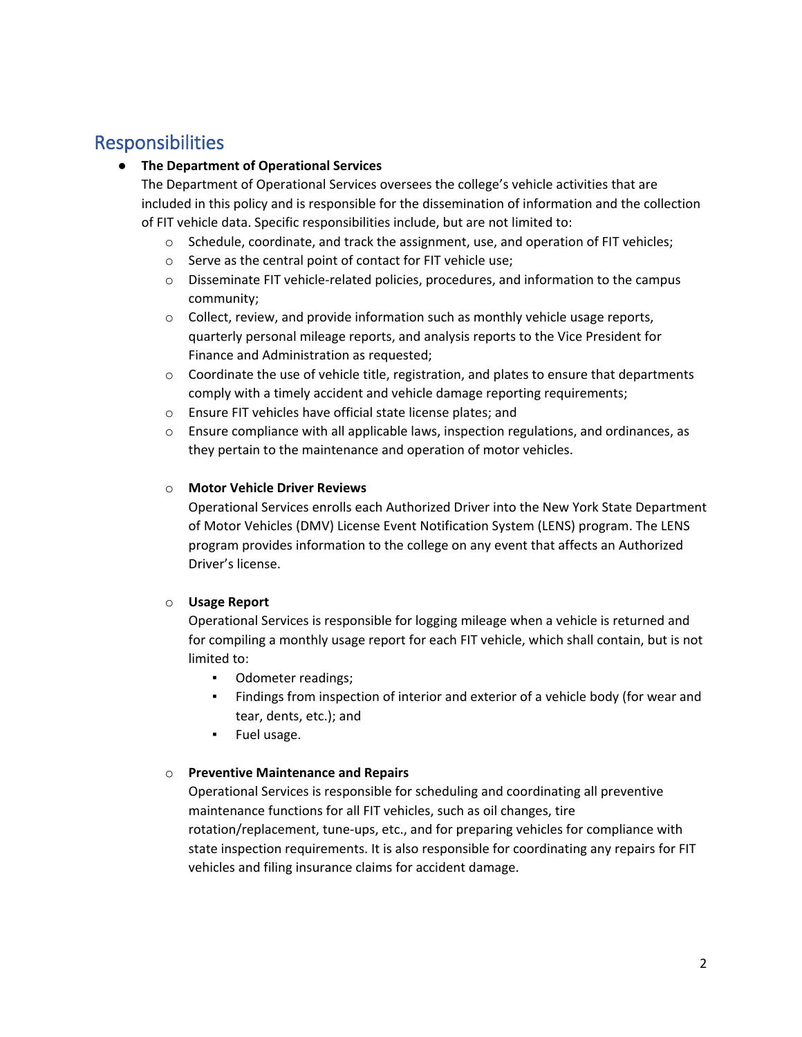## Responsibilities

- **The Department of Operational Services**

  The Department of Operational Services oversees the college's vehicle activities that are included in this policy and is responsible for the dissemination of information and the collection of FIT vehicle data. Specific responsibilities include, but are not limited to:

  - Schedule, coordinate, and track the assignment, use, and operation of FIT vehicles;
  - Serve as the central point of contact for FIT vehicle use;
  - Disseminate FIT vehicle-related policies, procedures, and information to the campus community;
  - Collect, review, and provide information such as monthly vehicle usage reports, quarterly personal mileage reports, and analysis reports to the Vice President for Finance and Administration as requested;
  - Coordinate the use of vehicle title, registration, and plates to ensure that departments comply with a timely accident and vehicle damage reporting requirements;
  - Ensure FIT vehicles have official state license plates; and
  - Ensure compliance with all applicable laws, inspection regulations, and ordinances, as they pertain to the maintenance and operation of motor vehicles.

  - **Motor Vehicle Driver Reviews**

    Operational Services enrolls each Authorized Driver into the New York State Department of Motor Vehicles (DMV) License Event Notification System (LENS) program. The LENS program provides information to the college on any event that affects an Authorized Driver's license.

  - **Usage Report**

    Operational Services is responsible for logging mileage when a vehicle is returned and for compiling a monthly usage report for each FIT vehicle, which shall contain, but is not limited to:

    - Odometer readings;
    - Findings from inspection of interior and exterior of a vehicle body (for wear and tear, dents, etc.); and
    - Fuel usage.

  - **Preventive Maintenance and Repairs**

    Operational Services is responsible for scheduling and coordinating all preventive maintenance functions for all FIT vehicles, such as oil changes, tire rotation/replacement, tune-ups, etc., and for preparing vehicles for compliance with state inspection requirements. It is also responsible for coordinating any repairs for FIT vehicles and filing insurance claims for accident damage.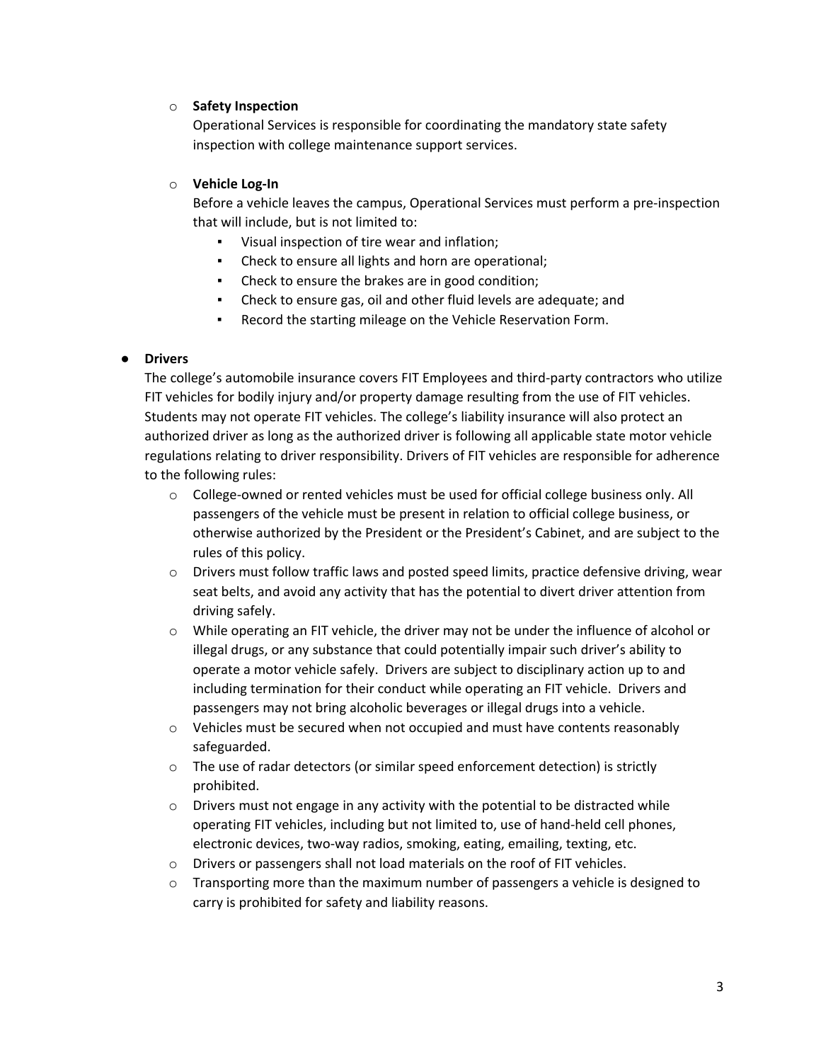- **Safety Inspection**

  Operational Services is responsible for coordinating the mandatory state safety inspection with college maintenance support services.

- **Vehicle Log-In**

  Before a vehicle leaves the campus, Operational Services must perform a pre-inspection that will include, but is not limited to:

  - Visual inspection of tire wear and inflation;
  - Check to ensure all lights and horn are operational;
  - Check to ensure the brakes are in good condition;
  - Check to ensure gas, oil and other fluid levels are adequate; and
  - Record the starting mileage on the Vehicle Reservation Form.

- **Drivers**

  The college's automobile insurance covers FIT Employees and third-party contractors who utilize FIT vehicles for bodily injury and/or property damage resulting from the use of FIT vehicles. Students may not operate FIT vehicles. The college's liability insurance will also protect an authorized driver as long as the authorized driver is following all applicable state motor vehicle regulations relating to driver responsibility. Drivers of FIT vehicles are responsible for adherence to the following rules:

  - College-owned or rented vehicles must be used for official college business only. All passengers of the vehicle must be present in relation to official college business, or otherwise authorized by the President or the President's Cabinet, and are subject to the rules of this policy.
  - Drivers must follow traffic laws and posted speed limits, practice defensive driving, wear seat belts, and avoid any activity that has the potential to divert driver attention from driving safely.
  - While operating an FIT vehicle, the driver may not be under the influence of alcohol or illegal drugs, or any substance that could potentially impair such driver's ability to operate a motor vehicle safely. Drivers are subject to disciplinary action up to and including termination for their conduct while operating an FIT vehicle. Drivers and passengers may not bring alcoholic beverages or illegal drugs into a vehicle.
  - Vehicles must be secured when not occupied and must have contents reasonably safeguarded.
  - The use of radar detectors (or similar speed enforcement detection) is strictly prohibited.
  - Drivers must not engage in any activity with the potential to be distracted while operating FIT vehicles, including but not limited to, use of hand-held cell phones, electronic devices, two-way radios, smoking, eating, emailing, texting, etc.
  - Drivers or passengers shall not load materials on the roof of FIT vehicles.
  - Transporting more than the maximum number of passengers a vehicle is designed to carry is prohibited for safety and liability reasons.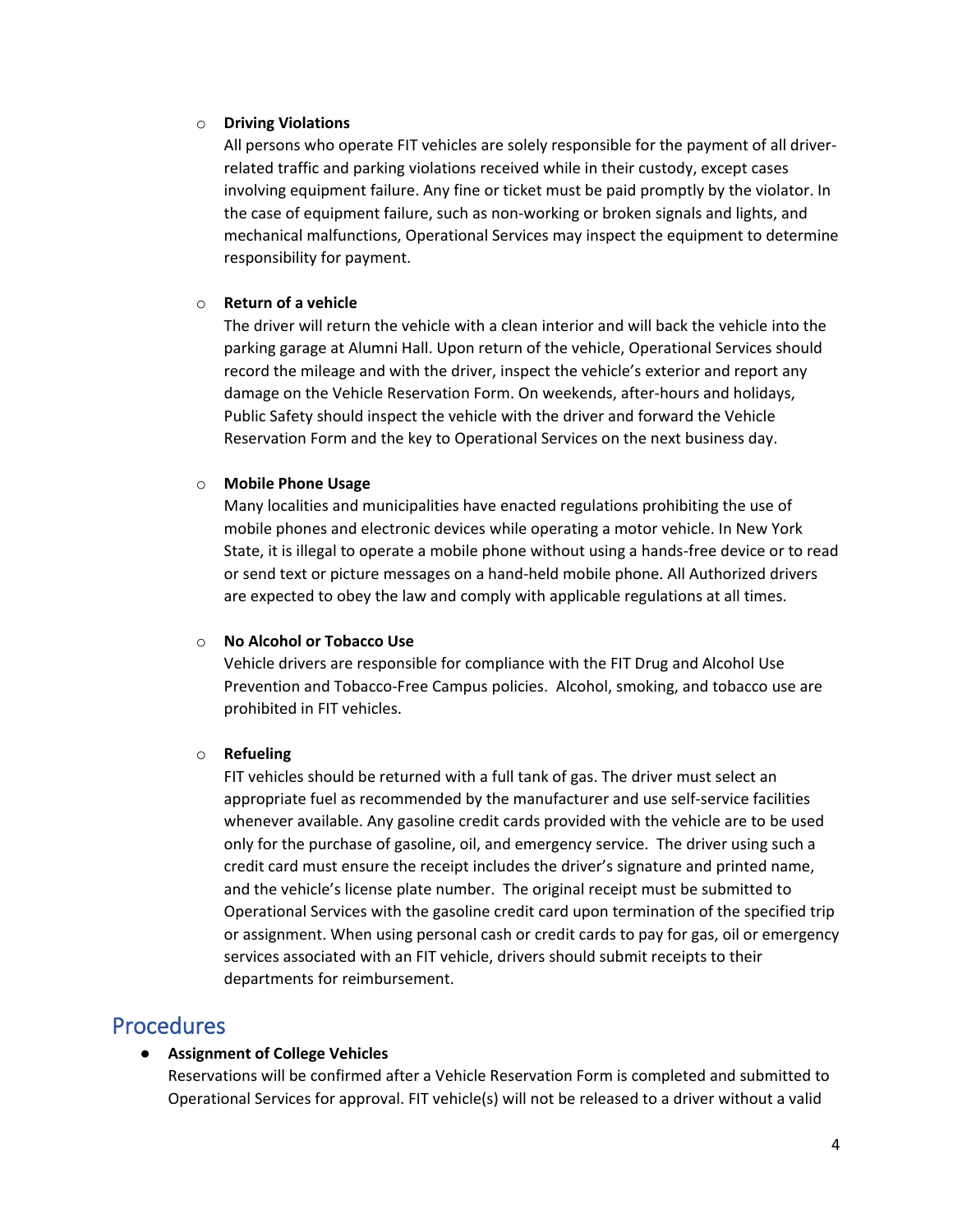- **Driving Violations**
  All persons who operate FIT vehicles are solely responsible for the payment of all driver-related traffic and parking violations received while in their custody, except cases involving equipment failure. Any fine or ticket must be paid promptly by the violator. In the case of equipment failure, such as non-working or broken signals and lights, and mechanical malfunctions, Operational Services may inspect the equipment to determine responsibility for payment.

- **Return of a vehicle**
  The driver will return the vehicle with a clean interior and will back the vehicle into the parking garage at Alumni Hall. Upon return of the vehicle, Operational Services should record the mileage and with the driver, inspect the vehicle's exterior and report any damage on the Vehicle Reservation Form. On weekends, after-hours and holidays, Public Safety should inspect the vehicle with the driver and forward the Vehicle Reservation Form and the key to Operational Services on the next business day.

- **Mobile Phone Usage**
  Many localities and municipalities have enacted regulations prohibiting the use of mobile phones and electronic devices while operating a motor vehicle. In New York State, it is illegal to operate a mobile phone without using a hands-free device or to read or send text or picture messages on a hand-held mobile phone. All Authorized drivers are expected to obey the law and comply with applicable regulations at all times.

- **No Alcohol or Tobacco Use**
  Vehicle drivers are responsible for compliance with the FIT Drug and Alcohol Use Prevention and Tobacco-Free Campus policies. Alcohol, smoking, and tobacco use are prohibited in FIT vehicles.

- **Refueling**
  FIT vehicles should be returned with a full tank of gas. The driver must select an appropriate fuel as recommended by the manufacturer and use self-service facilities whenever available. Any gasoline credit cards provided with the vehicle are to be used only for the purchase of gasoline, oil, and emergency service. The driver using such a credit card must ensure the receipt includes the driver's signature and printed name, and the vehicle's license plate number. The original receipt must be submitted to Operational Services with the gasoline credit card upon termination of the specified trip or assignment. When using personal cash or credit cards to pay for gas, oil or emergency services associated with an FIT vehicle, drivers should submit receipts to their departments for reimbursement.

## Procedures

- **Assignment of College Vehicles**
  Reservations will be confirmed after a Vehicle Reservation Form is completed and submitted to Operational Services for approval. FIT vehicle(s) will not be released to a driver without a valid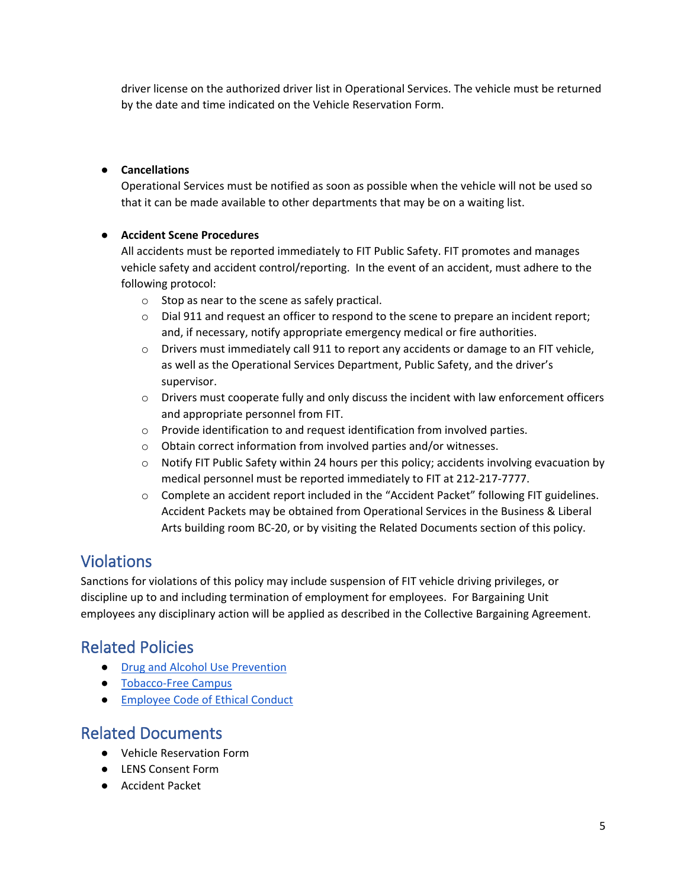driver license on the authorized driver list in Operational Services. The vehicle must be returned by the date and time indicated on the Vehicle Reservation Form.

- **Cancellations**
  Operational Services must be notified as soon as possible when the vehicle will not be used so that it can be made available to other departments that may be on a waiting list.

- **Accident Scene Procedures**
  All accidents must be reported immediately to FIT Public Safety. FIT promotes and manages vehicle safety and accident control/reporting. In the event of an accident, must adhere to the following protocol:
  - Stop as near to the scene as safely practical.
  - Dial 911 and request an officer to respond to the scene to prepare an incident report; and, if necessary, notify appropriate emergency medical or fire authorities.
  - Drivers must immediately call 911 to report any accidents or damage to an FIT vehicle, as well as the Operational Services Department, Public Safety, and the driver's supervisor.
  - Drivers must cooperate fully and only discuss the incident with law enforcement officers and appropriate personnel from FIT.
  - Provide identification to and request identification from involved parties.
  - Obtain correct information from involved parties and/or witnesses.
  - Notify FIT Public Safety within 24 hours per this policy; accidents involving evacuation by medical personnel must be reported immediately to FIT at 212-217-7777.
  - Complete an accident report included in the "Accident Packet" following FIT guidelines. Accident Packets may be obtained from Operational Services in the Business & Liberal Arts building room BC-20, or by visiting the Related Documents section of this policy.

## Violations

Sanctions for violations of this policy may include suspension of FIT vehicle driving privileges, or discipline up to and including termination of employment for employees. For Bargaining Unit employees any disciplinary action will be applied as described in the Collective Bargaining Agreement.

## Related Policies

- Drug and Alcohol Use Prevention
- Tobacco-Free Campus
- Employee Code of Ethical Conduct

## Related Documents

- Vehicle Reservation Form
- LENS Consent Form
- Accident Packet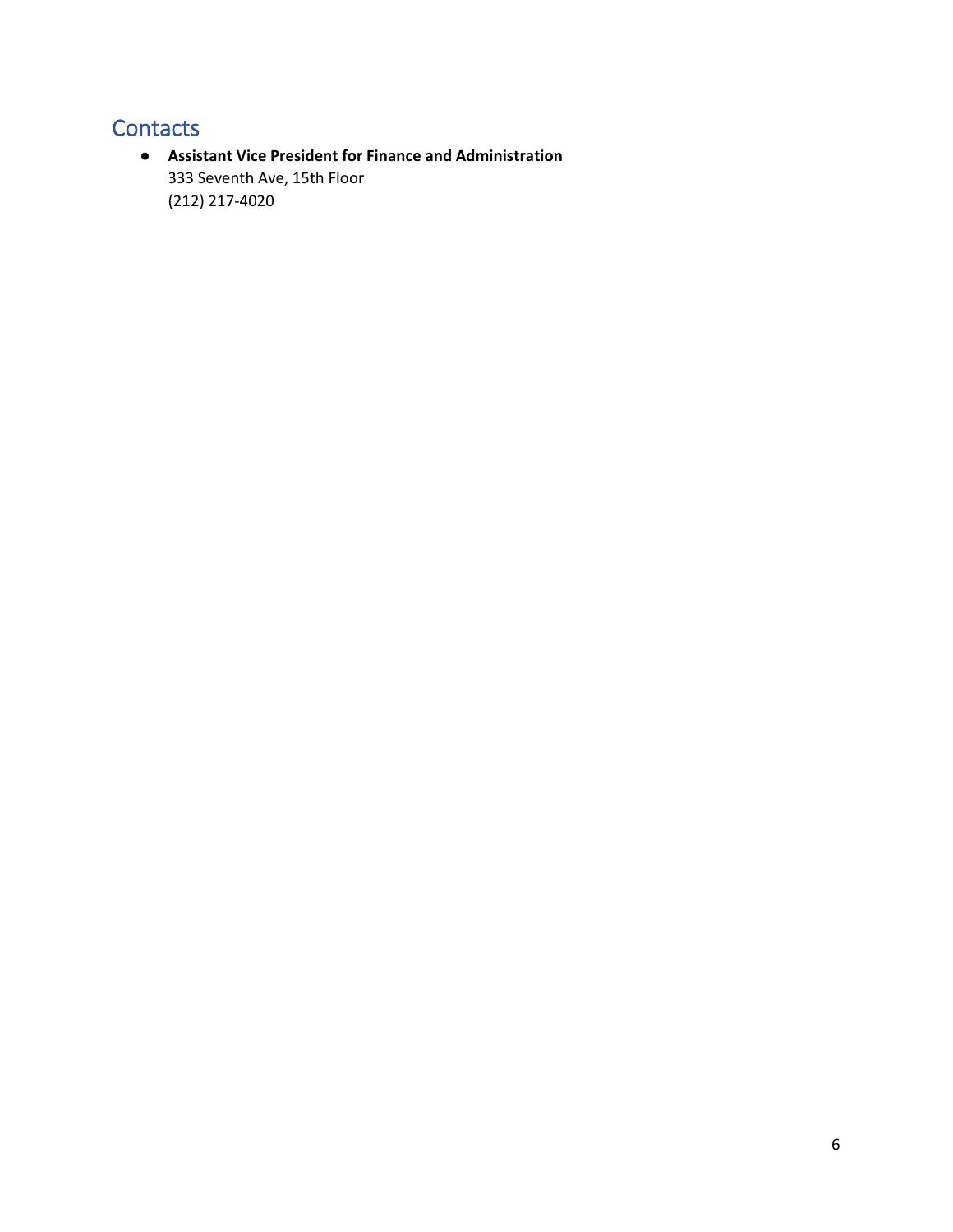## Contacts

- **Assistant Vice President for Finance and Administration**
  333 Seventh Ave, 15th Floor
  (212) 217-4020